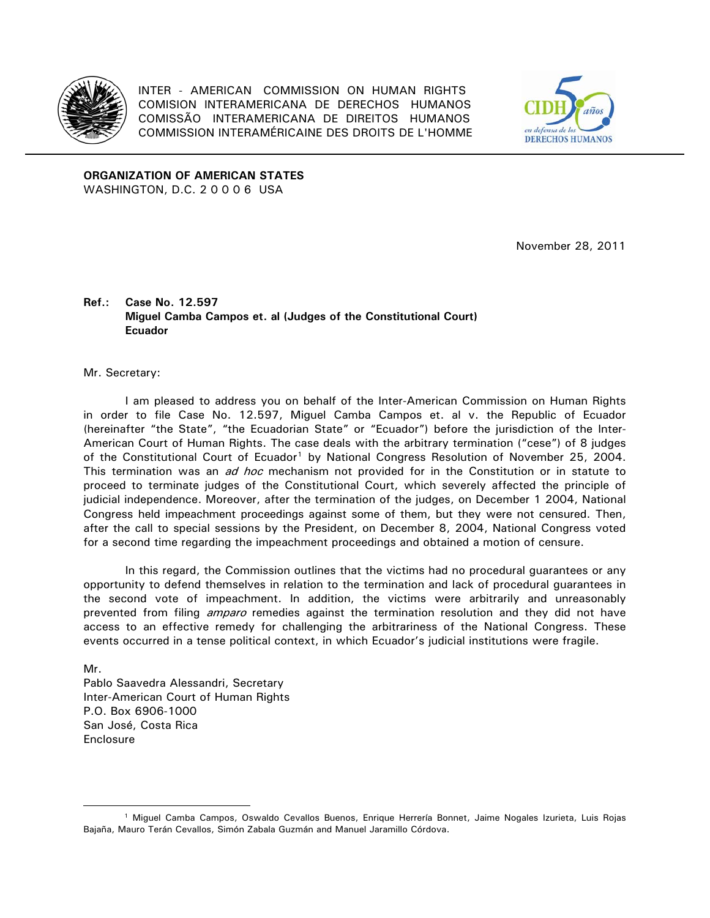INTER - AMERICAN COMMISSION ON HUMAN RIGHTS
COMISION INTERAMERICANA DE DERECHOS HUMANOS
COMISSÃO INTERAMERICANA DE DIREITOS HUMANOS
COMMISSION INTERAMÉRICAINE DES DROITS DE L'HOMME

**ORGANIZATION OF AMERICAN STATES**
WASHINGTON, D.C. 2 0 0 0 6 USA

November 28, 2011

**Ref.: Case No. 12.597**
**Miguel Camba Campos et. al (Judges of the Constitutional Court)**
**Ecuador**

Mr. Secretary:

I am pleased to address you on behalf of the Inter-American Commission on Human Rights in order to file Case No. 12.597, Miguel Camba Campos et. al v. the Republic of Ecuador (hereinafter "the State", "the Ecuadorian State" or "Ecuador") before the jurisdiction of the Inter-American Court of Human Rights. The case deals with the arbitrary termination ("cese") of 8 judges of the Constitutional Court of Ecuador[1] by National Congress Resolution of November 25, 2004. This termination was an *ad hoc* mechanism not provided for in the Constitution or in statute to proceed to terminate judges of the Constitutional Court, which severely affected the principle of judicial independence. Moreover, after the termination of the judges, on December 1 2004, National Congress held impeachment proceedings against some of them, but they were not censured. Then, after the call to special sessions by the President, on December 8, 2004, National Congress voted for a second time regarding the impeachment proceedings and obtained a motion of censure.

In this regard, the Commission outlines that the victims had no procedural guarantees or any opportunity to defend themselves in relation to the termination and lack of procedural guarantees in the second vote of impeachment. In addition, the victims were arbitrarily and unreasonably prevented from filing *amparo* remedies against the termination resolution and they did not have access to an effective remedy for challenging the arbitrariness of the National Congress. These events occurred in a tense political context, in which Ecuador's judicial institutions were fragile.

Mr.
Pablo Saavedra Alessandri, Secretary
Inter-American Court of Human Rights
P.O. Box 6906-1000
San José, Costa Rica
Enclosure

---

[1] Miguel Camba Campos, Oswaldo Cevallos Buenos, Enrique Herrería Bonnet, Jaime Nogales Izurieta, Luis Rojas Bajaña, Mauro Terán Cevallos, Simón Zabala Guzmán and Manuel Jaramillo Córdova.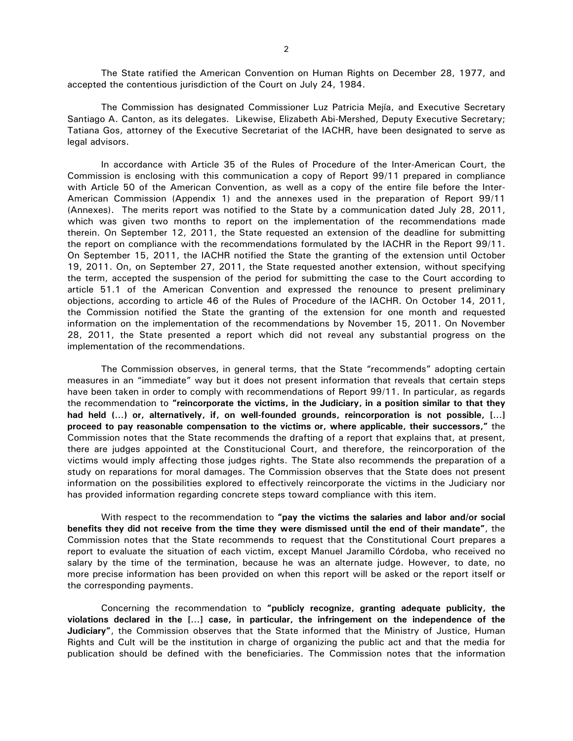The State ratified the American Convention on Human Rights on December 28, 1977, and accepted the contentious jurisdiction of the Court on July 24, 1984.

The Commission has designated Commissioner Luz Patricia Mejía, and Executive Secretary Santiago A. Canton, as its delegates. Likewise, Elizabeth Abi-Mershed, Deputy Executive Secretary; Tatiana Gos, attorney of the Executive Secretariat of the IACHR, have been designated to serve as legal advisors.

In accordance with Article 35 of the Rules of Procedure of the Inter-American Court, the Commission is enclosing with this communication a copy of Report 99/11 prepared in compliance with Article 50 of the American Convention, as well as a copy of the entire file before the Inter-American Commission (Appendix 1) and the annexes used in the preparation of Report 99/11 (Annexes). The merits report was notified to the State by a communication dated July 28, 2011, which was given two months to report on the implementation of the recommendations made therein. On September 12, 2011, the State requested an extension of the deadline for submitting the report on compliance with the recommendations formulated by the IACHR in the Report 99/11. On September 15, 2011, the IACHR notified the State the granting of the extension until October 19, 2011. On, on September 27, 2011, the State requested another extension, without specifying the term, accepted the suspension of the period for submitting the case to the Court according to article 51.1 of the American Convention and expressed the renounce to present preliminary objections, according to article 46 of the Rules of Procedure of the IACHR. On October 14, 2011, the Commission notified the State the granting of the extension for one month and requested information on the implementation of the recommendations by November 15, 2011. On November 28, 2011, the State presented a report which did not reveal any substantial progress on the implementation of the recommendations.

The Commission observes, in general terms, that the State "recommends" adopting certain measures in an "immediate" way but it does not present information that reveals that certain steps have been taken in order to comply with recommendations of Report 99/11. In particular, as regards the recommendation to **"reincorporate the victims, in the Judiciary, in a position similar to that they had held (...) or, alternatively, if, on well-founded grounds, reincorporation is not possible, [...] proceed to pay reasonable compensation to the victims or, where applicable, their successors,"** the Commission notes that the State recommends the drafting of a report that explains that, at present, there are judges appointed at the Constitucional Court, and therefore, the reincorporation of the victims would imply affecting those judges rights. The State also recommends the preparation of a study on reparations for moral damages. The Commission observes that the State does not present information on the possibilities explored to effectively reincorporate the victims in the Judiciary nor has provided information regarding concrete steps toward compliance with this item.

With respect to the recommendation to **"pay the victims the salaries and labor and/or social benefits they did not receive from the time they were dismissed until the end of their mandate"**, the Commission notes that the State recommends to request that the Constitutional Court prepares a report to evaluate the situation of each victim, except Manuel Jaramillo Córdoba, who received no salary by the time of the termination, because he was an alternate judge. However, to date, no more precise information has been provided on when this report will be asked or the report itself or the corresponding payments.

Concerning the recommendation to **"publicly recognize, granting adequate publicity, the violations declared in the [...] case, in particular, the infringement on the independence of the Judiciary"**, the Commission observes that the State informed that the Ministry of Justice, Human Rights and Cult will be the institution in charge of organizing the public act and that the media for publication should be defined with the beneficiaries. The Commission notes that the information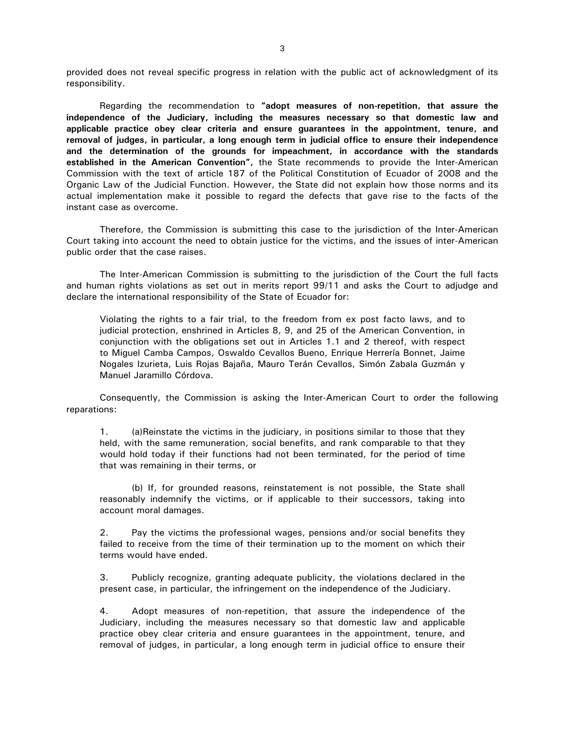provided does not reveal specific progress in relation with the public act of acknowledgment of its responsibility.

Regarding the recommendation to **"adopt measures of non-repetition, that assure the independence of the Judiciary, including the measures necessary so that domestic law and applicable practice obey clear criteria and ensure guarantees in the appointment, tenure, and removal of judges, in particular, a long enough term in judicial office to ensure their independence and the determination of the grounds for impeachment, in accordance with the standards established in the American Convention",** the State recommends to provide the Inter-American Commission with the text of article 187 of the Political Constitution of Ecuador of 2008 and the Organic Law of the Judicial Function. However, the State did not explain how those norms and its actual implementation make it possible to regard the defects that gave rise to the facts of the instant case as overcome.

Therefore, the Commission is submitting this case to the jurisdiction of the Inter-American Court taking into account the need to obtain justice for the victims, and the issues of inter-American public order that the case raises.

The Inter-American Commission is submitting to the jurisdiction of the Court the full facts and human rights violations as set out in merits report 99/11 and asks the Court to adjudge and declare the international responsibility of the State of Ecuador for:

> Violating the rights to a fair trial, to the freedom from ex post facto laws, and to judicial protection, enshrined in Articles 8, 9, and 25 of the American Convention, in conjunction with the obligations set out in Articles 1.1 and 2 thereof, with respect to Miguel Camba Campos, Oswaldo Cevallos Bueno, Enrique Herrería Bonnet, Jaime Nogales Izurieta, Luis Rojas Bajaña, Mauro Terán Cevallos, Simón Zabala Guzmán y Manuel Jaramillo Córdova.

Consequently, the Commission is asking the Inter-American Court to order the following reparations:

1. (a)Reinstate the victims in the judiciary, in positions similar to those that they held, with the same remuneration, social benefits, and rank comparable to that they would hold today if their functions had not been terminated, for the period of time that was remaining in their terms, or

   (b) If, for grounded reasons, reinstatement is not possible, the State shall reasonably indemnify the victims, or if applicable to their successors, taking into account moral damages.

2. Pay the victims the professional wages, pensions and/or social benefits they failed to receive from the time of their termination up to the moment on which their terms would have ended.

3. Publicly recognize, granting adequate publicity, the violations declared in the present case, in particular, the infringement on the independence of the Judiciary.

4. Adopt measures of non-repetition, that assure the independence of the Judiciary, including the measures necessary so that domestic law and applicable practice obey clear criteria and ensure guarantees in the appointment, tenure, and removal of judges, in particular, a long enough term in judicial office to ensure their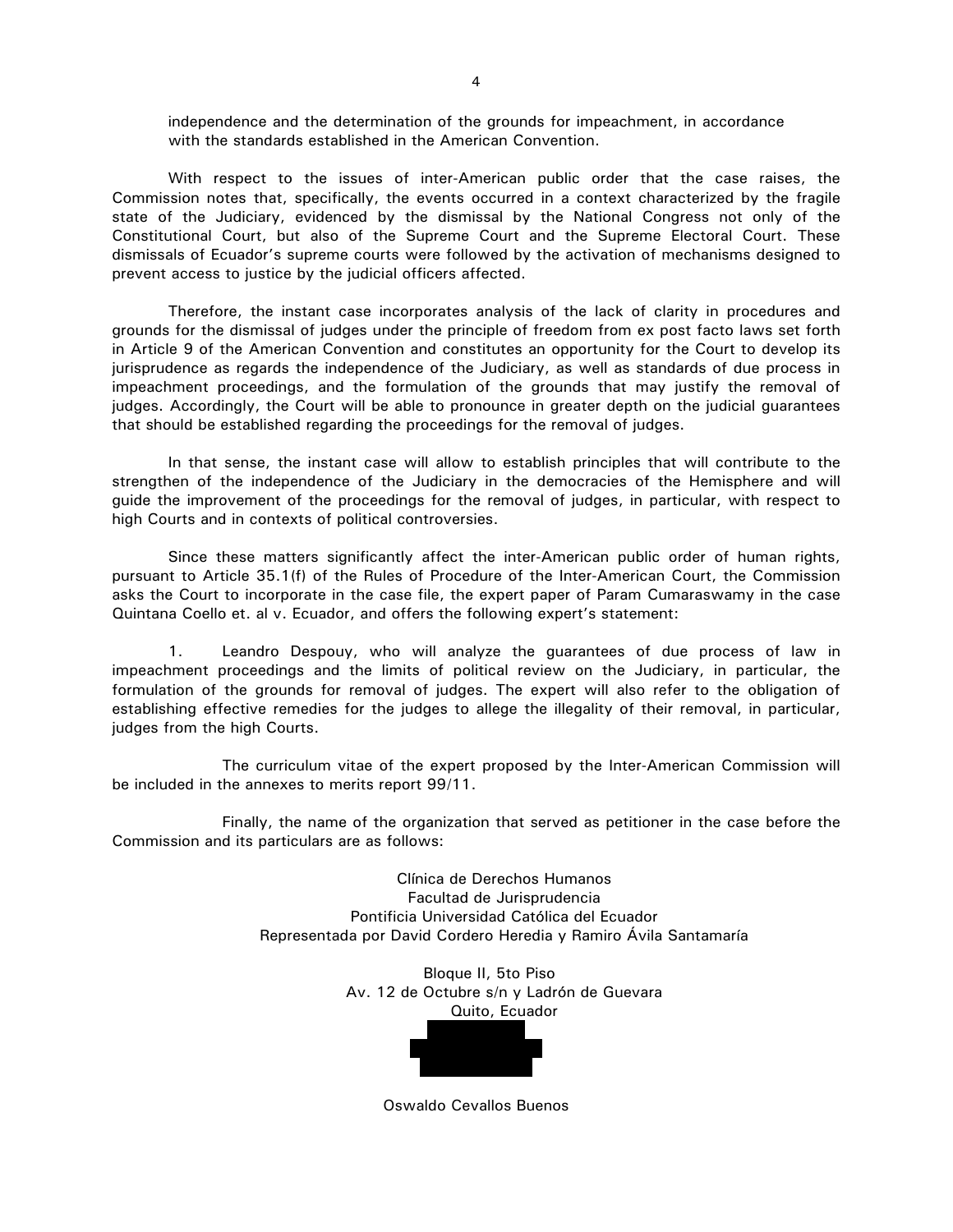independence and the determination of the grounds for impeachment, in accordance with the standards established in the American Convention.

With respect to the issues of inter-American public order that the case raises, the Commission notes that, specifically, the events occurred in a context characterized by the fragile state of the Judiciary, evidenced by the dismissal by the National Congress not only of the Constitutional Court, but also of the Supreme Court and the Supreme Electoral Court. These dismissals of Ecuador's supreme courts were followed by the activation of mechanisms designed to prevent access to justice by the judicial officers affected.

Therefore, the instant case incorporates analysis of the lack of clarity in procedures and grounds for the dismissal of judges under the principle of freedom from ex post facto laws set forth in Article 9 of the American Convention and constitutes an opportunity for the Court to develop its jurisprudence as regards the independence of the Judiciary, as well as standards of due process in impeachment proceedings, and the formulation of the grounds that may justify the removal of judges. Accordingly, the Court will be able to pronounce in greater depth on the judicial guarantees that should be established regarding the proceedings for the removal of judges.

In that sense, the instant case will allow to establish principles that will contribute to the strengthen of the independence of the Judiciary in the democracies of the Hemisphere and will guide the improvement of the proceedings for the removal of judges, in particular, with respect to high Courts and in contexts of political controversies.

Since these matters significantly affect the inter-American public order of human rights, pursuant to Article 35.1(f) of the Rules of Procedure of the Inter-American Court, the Commission asks the Court to incorporate in the case file, the expert paper of Param Cumaraswamy in the case Quintana Coello et. al v. Ecuador, and offers the following expert's statement:

1. Leandro Despouy, who will analyze the guarantees of due process of law in impeachment proceedings and the limits of political review on the Judiciary, in particular, the formulation of the grounds for removal of judges. The expert will also refer to the obligation of establishing effective remedies for the judges to allege the illegality of their removal, in particular, judges from the high Courts.

The curriculum vitae of the expert proposed by the Inter-American Commission will be included in the annexes to merits report 99/11.

Finally, the name of the organization that served as petitioner in the case before the Commission and its particulars are as follows:

Clínica de Derechos Humanos
Facultad de Jurisprudencia
Pontificia Universidad Católica del Ecuador
Representada por David Cordero Heredia y Ramiro Ávila Santamaría

Bloque II, 5to Piso
Av. 12 de Octubre s/n y Ladrón de Guevara
Quito, Ecuador

Oswaldo Cevallos Buenos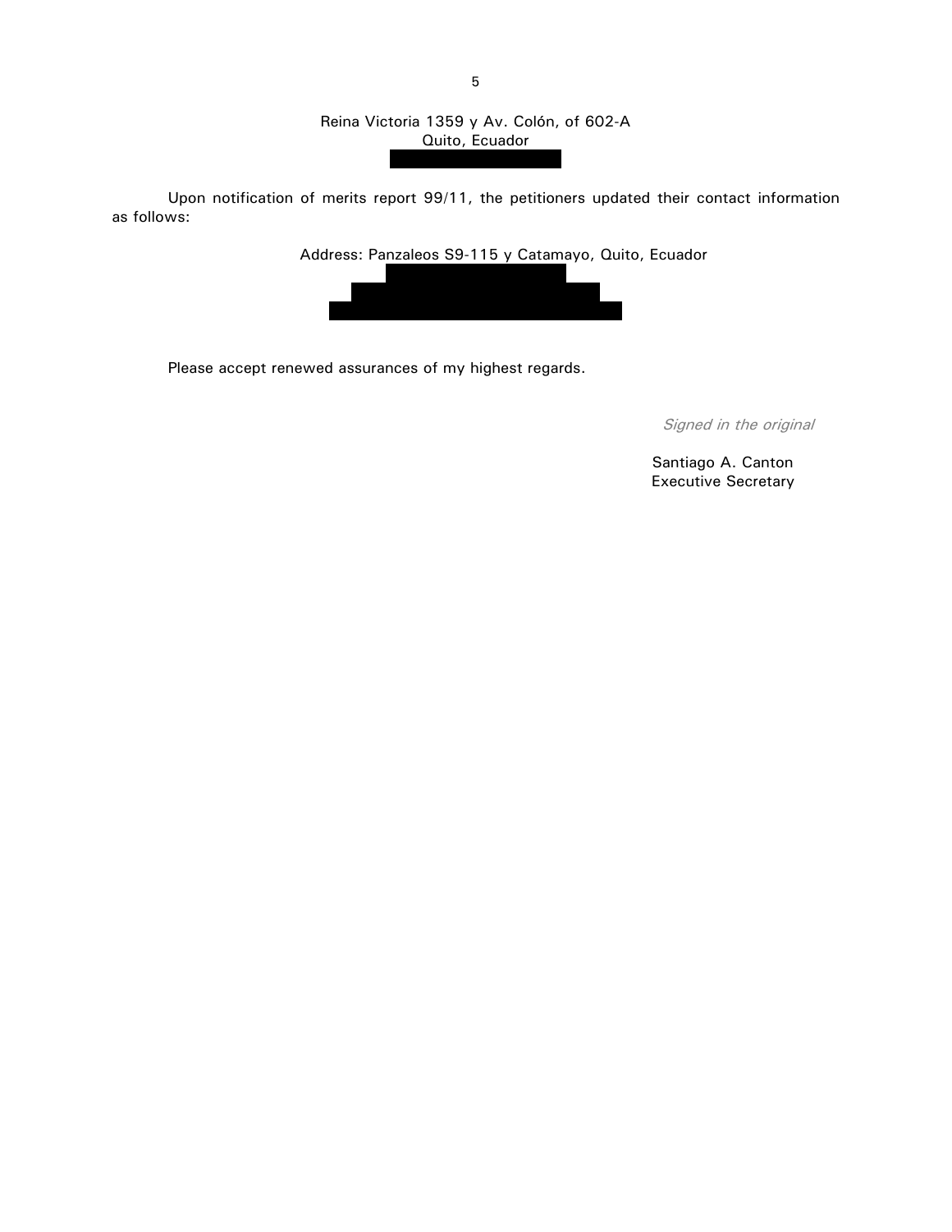Reina Victoria 1359 y Av. Colón, of 602-A
Quito, Ecuador

Upon notification of merits report 99/11, the petitioners updated their contact information as follows:

Address: Panzaleos S9-115 y Catamayo, Quito, Ecuador

Please accept renewed assurances of my highest regards.

*Signed in the original*

Santiago A. Canton
Executive Secretary